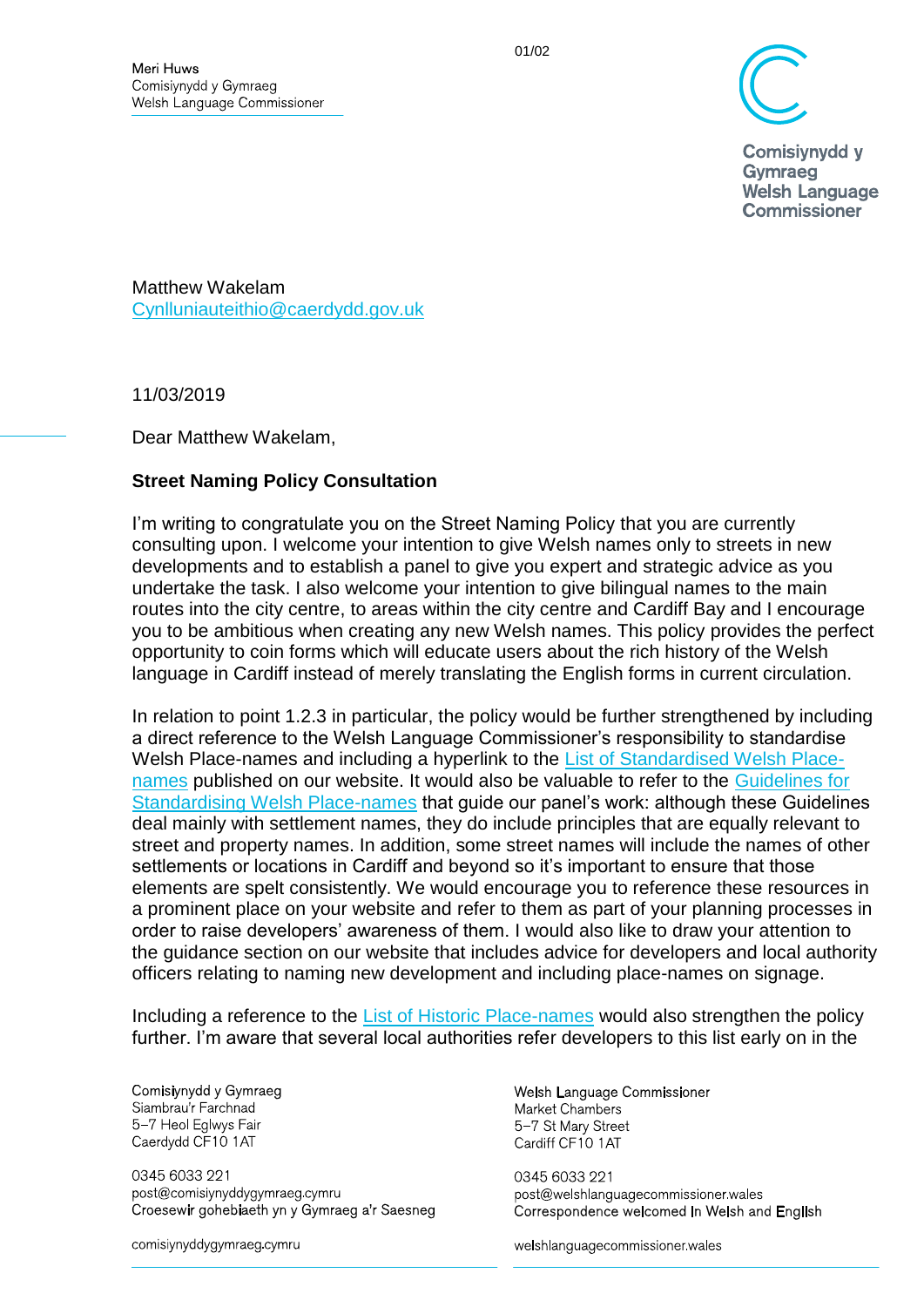Meri Huws
Comisiynydd y Gymraeg
Welsh Language Commissioner

Comisiynydd y Gymraeg
Welsh Language Commissioner

Matthew Wakelam
[Cynlluniauteithio@caerdydd.gov.uk](mailto:Cynlluniauteithio@caerdydd.gov.uk)

11/03/2019

Dear Matthew Wakelam,

**Street Naming Policy Consultation**

I'm writing to congratulate you on the Street Naming Policy that you are currently consulting upon. I welcome your intention to give Welsh names only to streets in new developments and to establish a panel to give you expert and strategic advice as you undertake the task. I also welcome your intention to give bilingual names to the main routes into the city centre, to areas within the city centre and Cardiff Bay and I encourage you to be ambitious when creating any new Welsh names. This policy provides the perfect opportunity to coin forms which will educate users about the rich history of the Welsh language in Cardiff instead of merely translating the English forms in current circulation.

In relation to point 1.2.3 in particular, the policy would be further strengthened by including a direct reference to the Welsh Language Commissioner's responsibility to standardise Welsh Place-names and including a hyperlink to the List of Standardised Welsh Place-names published on our website. It would also be valuable to refer to the Guidelines for Standardising Welsh Place-names that guide our panel's work: although these Guidelines deal mainly with settlement names, they do include principles that are equally relevant to street and property names. In addition, some street names will include the names of other settlements or locations in Cardiff and beyond so it's important to ensure that those elements are spelt consistently. We would encourage you to reference these resources in a prominent place on your website and refer to them as part of your planning processes in order to raise developers' awareness of them. I would also like to draw your attention to the guidance section on our website that includes advice for developers and local authority officers relating to naming new development and including place-names on signage.

Including a reference to the List of Historic Place-names would also strengthen the policy further. I'm aware that several local authorities refer developers to this list early on in the

Comisiynydd y Gymraeg
Siambrau'r Farchnad
5–7 Heol Eglwys Fair
Caerdydd CF10 1AT

0345 6033 221
post@comisiynyddygymraeg.cymru
Croesewir gohebiaeth yn y Gymraeg a'r Saesneg

comisiynyddygymraeg.cymru

Welsh Language Commissioner
Market Chambers
5–7 St Mary Street
Cardiff CF10 1AT

0345 6033 221
post@welshlanguagecommissioner.wales
Correspondence welcomed In Welsh and English

welshlanguagecommissioner.wales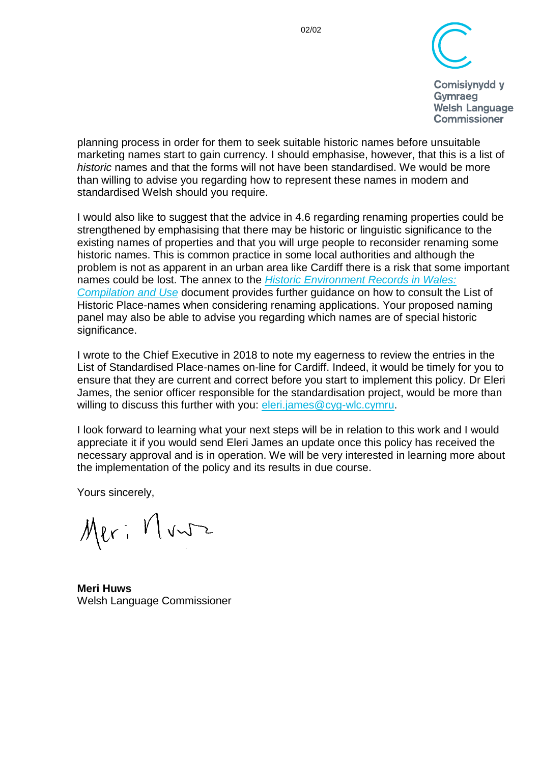planning process in order for them to seek suitable historic names before unsuitable marketing names start to gain currency. I should emphasise, however, that this is a list of *historic* names and that the forms will not have been standardised. We would be more than willing to advise you regarding how to represent these names in modern and standardised Welsh should you require.

I would also like to suggest that the advice in 4.6 regarding renaming properties could be strengthened by emphasising that there may be historic or linguistic significance to the existing names of properties and that you will urge people to reconsider renaming some historic names. This is common practice in some local authorities and although the problem is not as apparent in an urban area like Cardiff there is a risk that some important names could be lost. The annex to the *Historic Environment Records in Wales: Compilation and Use* document provides further guidance on how to consult the List of Historic Place-names when considering renaming applications. Your proposed naming panel may also be able to advise you regarding which names are of special historic significance.

I wrote to the Chief Executive in 2018 to note my eagerness to review the entries in the List of Standardised Place-names on-line for Cardiff. Indeed, it would be timely for you to ensure that they are current and correct before you start to implement this policy. Dr Eleri James, the senior officer responsible for the standardisation project, would be more than willing to discuss this further with you: eleri.james@cyg-wlc.cymru.

I look forward to learning what your next steps will be in relation to this work and I would appreciate it if you would send Eleri James an update once this policy has received the necessary approval and is in operation. We will be very interested in learning more about the implementation of the policy and its results in due course.

Yours sincerely,

**Meri Huws**
Welsh Language Commissioner